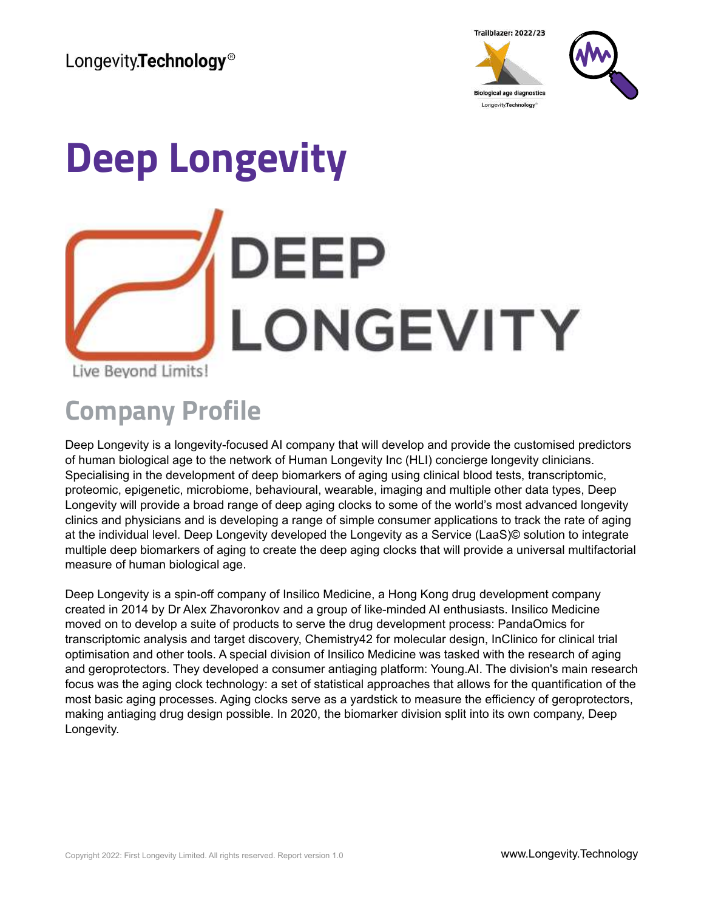# Deep Longevity

DEEP LONGEVITY

Live Beyond Limits!

## Company Profile

Deep Longevity is a longevity-focused AI company that will develop and provide the customised predictors of human biological age to the network of Human Longevity Inc (HLI) concierge longevity clinicians. Specialising in the development of deep biomarkers of aging using clinical blood tests, transcriptomic, proteomic, epigenetic, microbiome, behavioural, wearable, imaging and multiple other data types, Deep Longevity will provide a broad range of deep aging clocks to some of the world's most advanced longevity clinics and physicians and is developing a range of simple consumer applications to track the rate of aging at the individual level. Deep Longevity developed the Longevity as a Service (LaaS)© solution to integrate multiple deep biomarkers of aging to create the deep aging clocks that will provide a universal multifactorial measure of human biological age.

Deep Longevity is a spin-off company of Insilico Medicine, a Hong Kong drug development company created in 2014 by Dr Alex Zhavoronkov and a group of like-minded AI enthusiasts. Insilico Medicine moved on to develop a suite of products to serve the drug development process: PandaOmics for transcriptomic analysis and target discovery, Chemistry42 for molecular design, InClinico for clinical trial optimisation and other tools. A special division of Insilico Medicine was tasked with the research of aging and geroprotectors. They developed a consumer antiaging platform: Young.AI. The division's main research focus was the aging clock technology: a set of statistical approaches that allows for the quantification of the most basic aging processes. Aging clocks serve as a yardstick to measure the efficiency of geroprotectors, making antiaging drug design possible. In 2020, the biomarker division split into its own company, Deep Longevity.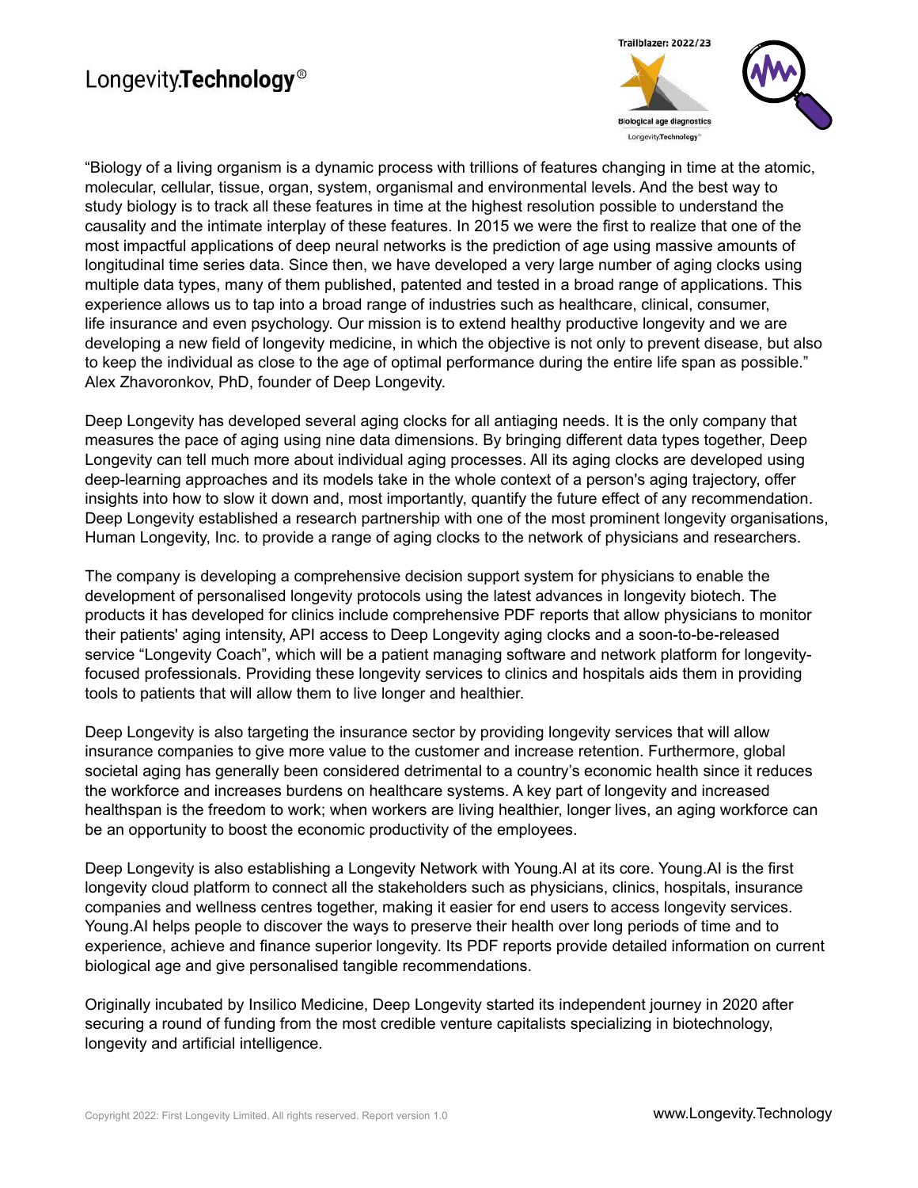"Biology of a living organism is a dynamic process with trillions of features changing in time at the atomic, molecular, cellular, tissue, organ, system, organismal and environmental levels. And the best way to study biology is to track all these features in time at the highest resolution possible to understand the causality and the intimate interplay of these features. In 2015 we were the first to realize that one of the most impactful applications of deep neural networks is the prediction of age using massive amounts of longitudinal time series data. Since then, we have developed a very large number of aging clocks using multiple data types, many of them published, patented and tested in a broad range of applications. This experience allows us to tap into a broad range of industries such as healthcare, clinical, consumer, life insurance and even psychology. Our mission is to extend healthy productive longevity and we are developing a new field of longevity medicine, in which the objective is not only to prevent disease, but also to keep the individual as close to the age of optimal performance during the entire life span as possible." Alex Zhavoronkov, PhD, founder of Deep Longevity.

Deep Longevity has developed several aging clocks for all antiaging needs. It is the only company that measures the pace of aging using nine data dimensions. By bringing different data types together, Deep Longevity can tell much more about individual aging processes. All its aging clocks are developed using deep-learning approaches and its models take in the whole context of a person's aging trajectory, offer insights into how to slow it down and, most importantly, quantify the future effect of any recommendation. Deep Longevity established a research partnership with one of the most prominent longevity organisations, Human Longevity, Inc. to provide a range of aging clocks to the network of physicians and researchers.

The company is developing a comprehensive decision support system for physicians to enable the development of personalised longevity protocols using the latest advances in longevity biotech. The products it has developed for clinics include comprehensive PDF reports that allow physicians to monitor their patients' aging intensity, API access to Deep Longevity aging clocks and a soon-to-be-released service "Longevity Coach", which will be a patient managing software and network platform for longevity-focused professionals. Providing these longevity services to clinics and hospitals aids them in providing tools to patients that will allow them to live longer and healthier.

Deep Longevity is also targeting the insurance sector by providing longevity services that will allow insurance companies to give more value to the customer and increase retention. Furthermore, global societal aging has generally been considered detrimental to a country's economic health since it reduces the workforce and increases burdens on healthcare systems. A key part of longevity and increased healthspan is the freedom to work; when workers are living healthier, longer lives, an aging workforce can be an opportunity to boost the economic productivity of the employees.

Deep Longevity is also establishing a Longevity Network with Young.AI at its core. Young.AI is the first longevity cloud platform to connect all the stakeholders such as physicians, clinics, hospitals, insurance companies and wellness centres together, making it easier for end users to access longevity services. Young.AI helps people to discover the ways to preserve their health over long periods of time and to experience, achieve and finance superior longevity. Its PDF reports provide detailed information on current biological age and give personalised tangible recommendations.

Originally incubated by Insilico Medicine, Deep Longevity started its independent journey in 2020 after securing a round of funding from the most credible venture capitalists specializing in biotechnology, longevity and artificial intelligence.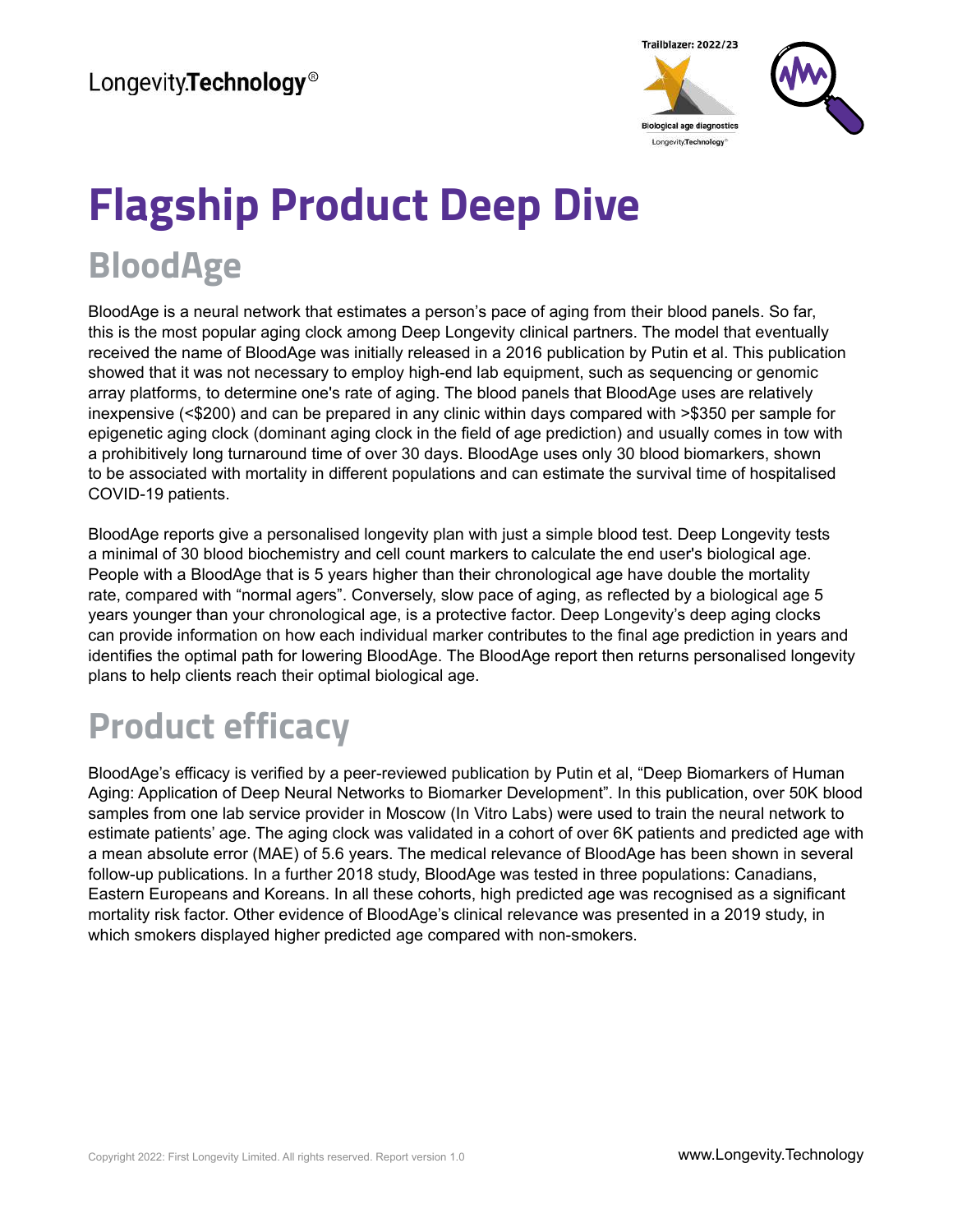# Flagship Product Deep Dive

## BloodAge

BloodAge is a neural network that estimates a person's pace of aging from their blood panels. So far, this is the most popular aging clock among Deep Longevity clinical partners. The model that eventually received the name of BloodAge was initially released in a 2016 publication by Putin et al. This publication showed that it was not necessary to employ high-end lab equipment, such as sequencing or genomic array platforms, to determine one's rate of aging. The blood panels that BloodAge uses are relatively inexpensive (<$200) and can be prepared in any clinic within days compared with >$350 per sample for epigenetic aging clock (dominant aging clock in the field of age prediction) and usually comes in tow with a prohibitively long turnaround time of over 30 days. BloodAge uses only 30 blood biomarkers, shown to be associated with mortality in different populations and can estimate the survival time of hospitalised COVID-19 patients.

BloodAge reports give a personalised longevity plan with just a simple blood test. Deep Longevity tests a minimal of 30 blood biochemistry and cell count markers to calculate the end user's biological age. People with a BloodAge that is 5 years higher than their chronological age have double the mortality rate, compared with "normal agers". Conversely, slow pace of aging, as reflected by a biological age 5 years younger than your chronological age, is a protective factor. Deep Longevity's deep aging clocks can provide information on how each individual marker contributes to the final age prediction in years and identifies the optimal path for lowering BloodAge. The BloodAge report then returns personalised longevity plans to help clients reach their optimal biological age.

## Product efficacy

BloodAge's efficacy is verified by a peer-reviewed publication by Putin et al, "Deep Biomarkers of Human Aging: Application of Deep Neural Networks to Biomarker Development". In this publication, over 50K blood samples from one lab service provider in Moscow (In Vitro Labs) were used to train the neural network to estimate patients' age. The aging clock was validated in a cohort of over 6K patients and predicted age with a mean absolute error (MAE) of 5.6 years. The medical relevance of BloodAge has been shown in several follow-up publications. In a further 2018 study, BloodAge was tested in three populations: Canadians, Eastern Europeans and Koreans. In all these cohorts, high predicted age was recognised as a significant mortality risk factor. Other evidence of BloodAge's clinical relevance was presented in a 2019 study, in which smokers displayed higher predicted age compared with non-smokers.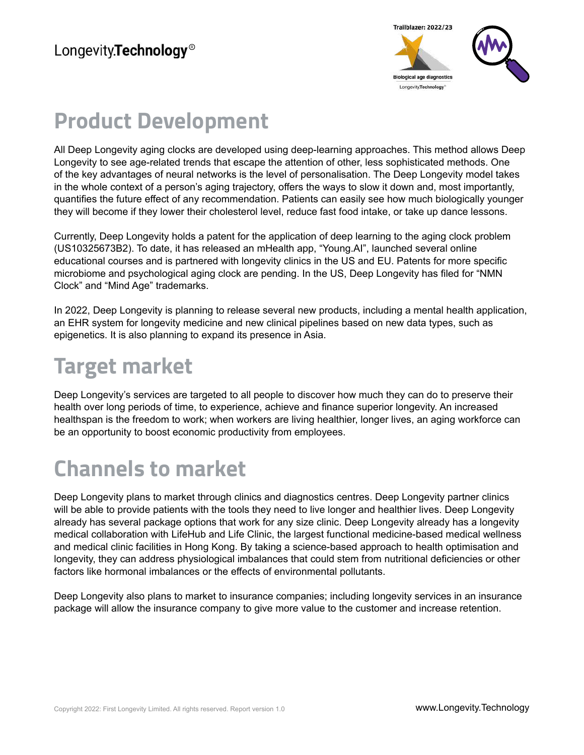## Product Development

All Deep Longevity aging clocks are developed using deep-learning approaches. This method allows Deep Longevity to see age-related trends that escape the attention of other, less sophisticated methods. One of the key advantages of neural networks is the level of personalisation. The Deep Longevity model takes in the whole context of a person's aging trajectory, offers the ways to slow it down and, most importantly, quantifies the future effect of any recommendation. Patients can easily see how much biologically younger they will become if they lower their cholesterol level, reduce fast food intake, or take up dance lessons.

Currently, Deep Longevity holds a patent for the application of deep learning to the aging clock problem (US10325673B2). To date, it has released an mHealth app, "Young.AI", launched several online educational courses and is partnered with longevity clinics in the US and EU. Patents for more specific microbiome and psychological aging clock are pending. In the US, Deep Longevity has filed for "NMN Clock" and "Mind Age" trademarks.

In 2022, Deep Longevity is planning to release several new products, including a mental health application, an EHR system for longevity medicine and new clinical pipelines based on new data types, such as epigenetics. It is also planning to expand its presence in Asia.

## Target market

Deep Longevity's services are targeted to all people to discover how much they can do to preserve their health over long periods of time, to experience, achieve and finance superior longevity. An increased healthspan is the freedom to work; when workers are living healthier, longer lives, an aging workforce can be an opportunity to boost economic productivity from employees.

## Channels to market

Deep Longevity plans to market through clinics and diagnostics centres. Deep Longevity partner clinics will be able to provide patients with the tools they need to live longer and healthier lives. Deep Longevity already has several package options that work for any size clinic. Deep Longevity already has a longevity medical collaboration with LifeHub and Life Clinic, the largest functional medicine-based medical wellness and medical clinic facilities in Hong Kong. By taking a science-based approach to health optimisation and longevity, they can address physiological imbalances that could stem from nutritional deficiencies or other factors like hormonal imbalances or the effects of environmental pollutants.

Deep Longevity also plans to market to insurance companies; including longevity services in an insurance package will allow the insurance company to give more value to the customer and increase retention.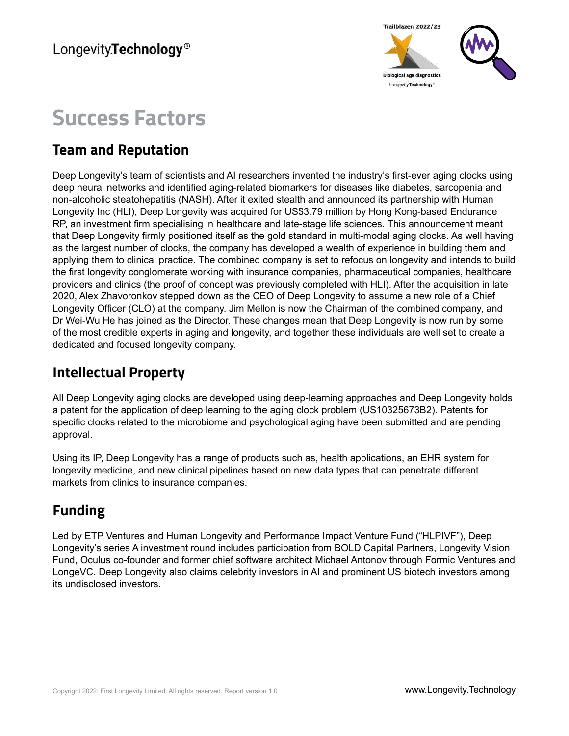# Success Factors

## Team and Reputation

Deep Longevity's team of scientists and AI researchers invented the industry's first-ever aging clocks using deep neural networks and identified aging-related biomarkers for diseases like diabetes, sarcopenia and non-alcoholic steatohepatitis (NASH). After it exited stealth and announced its partnership with Human Longevity Inc (HLI), Deep Longevity was acquired for US$3.79 million by Hong Kong-based Endurance RP, an investment firm specialising in healthcare and late-stage life sciences. This announcement meant that Deep Longevity firmly positioned itself as the gold standard in multi-modal aging clocks. As well having as the largest number of clocks, the company has developed a wealth of experience in building them and applying them to clinical practice. The combined company is set to refocus on longevity and intends to build the first longevity conglomerate working with insurance companies, pharmaceutical companies, healthcare providers and clinics (the proof of concept was previously completed with HLI). After the acquisition in late 2020, Alex Zhavoronkov stepped down as the CEO of Deep Longevity to assume a new role of a Chief Longevity Officer (CLO) at the company. Jim Mellon is now the Chairman of the combined company, and Dr Wei-Wu He has joined as the Director. These changes mean that Deep Longevity is now run by some of the most credible experts in aging and longevity, and together these individuals are well set to create a dedicated and focused longevity company.

## Intellectual Property

All Deep Longevity aging clocks are developed using deep-learning approaches and Deep Longevity holds a patent for the application of deep learning to the aging clock problem (US10325673B2). Patents for specific clocks related to the microbiome and psychological aging have been submitted and are pending approval.

Using its IP, Deep Longevity has a range of products such as, health applications, an EHR system for longevity medicine, and new clinical pipelines based on new data types that can penetrate different markets from clinics to insurance companies.

## Funding

Led by ETP Ventures and Human Longevity and Performance Impact Venture Fund ("HLPIVF"), Deep Longevity's series A investment round includes participation from BOLD Capital Partners, Longevity Vision Fund, Oculus co-founder and former chief software architect Michael Antonov through Formic Ventures and LongeVC. Deep Longevity also claims celebrity investors in AI and prominent US biotech investors among its undisclosed investors.